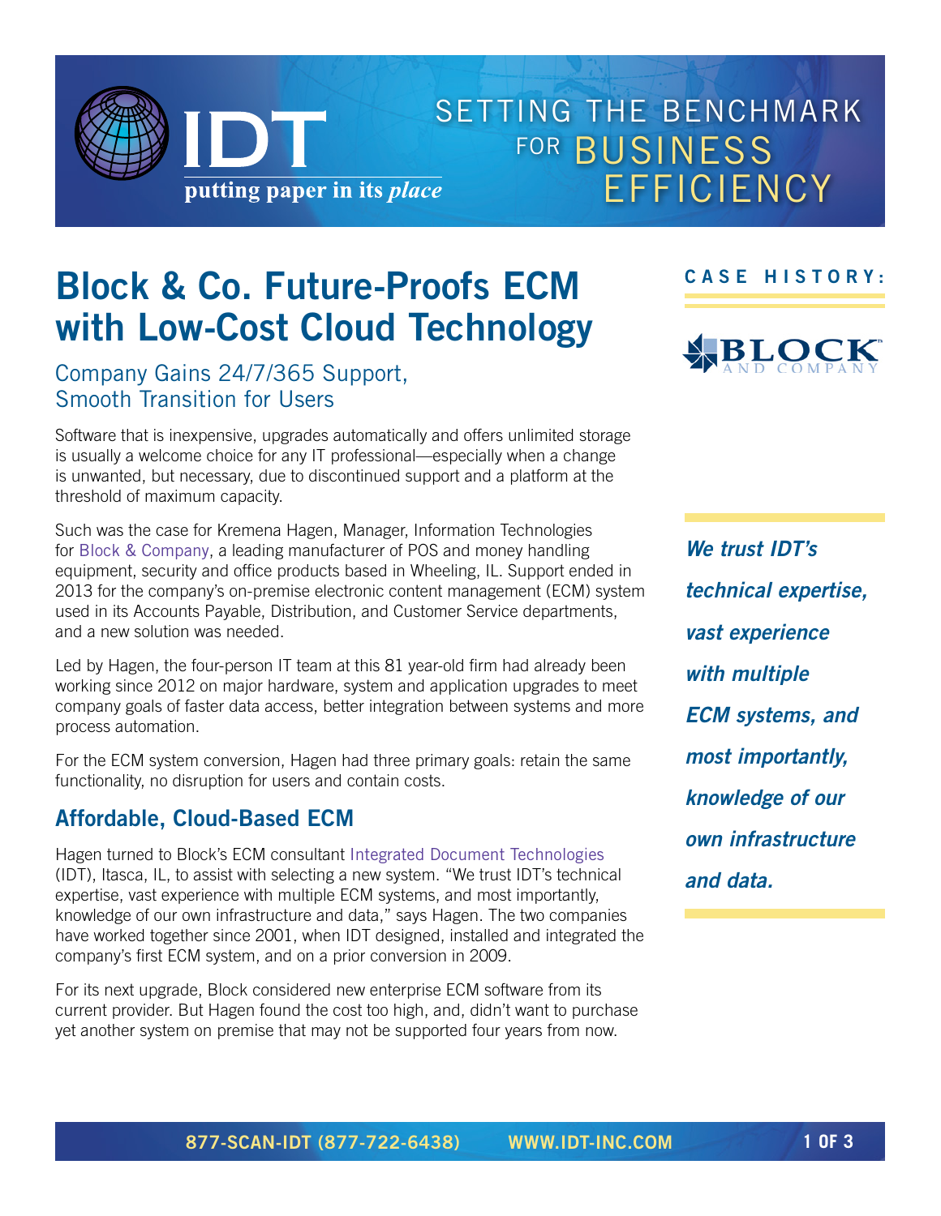IDT

putting paper in its *place*

SETTING THE BENCHMARK FOR BUSINESS EFFICIENCY

# Block & Co. Future-Proofs ECM with Low-Cost Cloud Technology

## Company Gains 24/7/365 Support, Smooth Transition for Users

**CASE HISTORY:** BLOCK AND COMPANY

Software that is inexpensive, upgrades automatically and offers unlimited storage is usually a welcome choice for any IT professional—especially when a change is unwanted, but necessary, due to discontinued support and a platform at the threshold of maximum capacity.

Such was the case for Kremena Hagen, Manager, Information Technologies for Block & Company, a leading manufacturer of POS and money handling equipment, security and office products based in Wheeling, IL. Support ended in 2013 for the company's on-premise electronic content management (ECM) system used in its Accounts Payable, Distribution, and Customer Service departments, and a new solution was needed.

Led by Hagen, the four-person IT team at this 81 year-old firm had already been working since 2012 on major hardware, system and application upgrades to meet company goals of faster data access, better integration between systems and more process automation.

For the ECM system conversion, Hagen had three primary goals: retain the same functionality, no disruption for users and contain costs.

## Affordable, Cloud-Based ECM

Hagen turned to Block's ECM consultant Integrated Document Technologies (IDT), Itasca, IL, to assist with selecting a new system. "We trust IDT's technical expertise, vast experience with multiple ECM systems, and most importantly, knowledge of our own infrastructure and data," says Hagen. The two companies have worked together since 2001, when IDT designed, installed and integrated the company's first ECM system, and on a prior conversion in 2009.

For its next upgrade, Block considered new enterprise ECM software from its current provider. But Hagen found the cost too high, and, didn't want to purchase yet another system on premise that may not be supported four years from now.

***We trust IDT's technical expertise, vast experience with multiple ECM systems, and most importantly, knowledge of our own infrastructure and data.***

877-SCAN-IDT (877-722-6438) WWW.IDT-INC.COM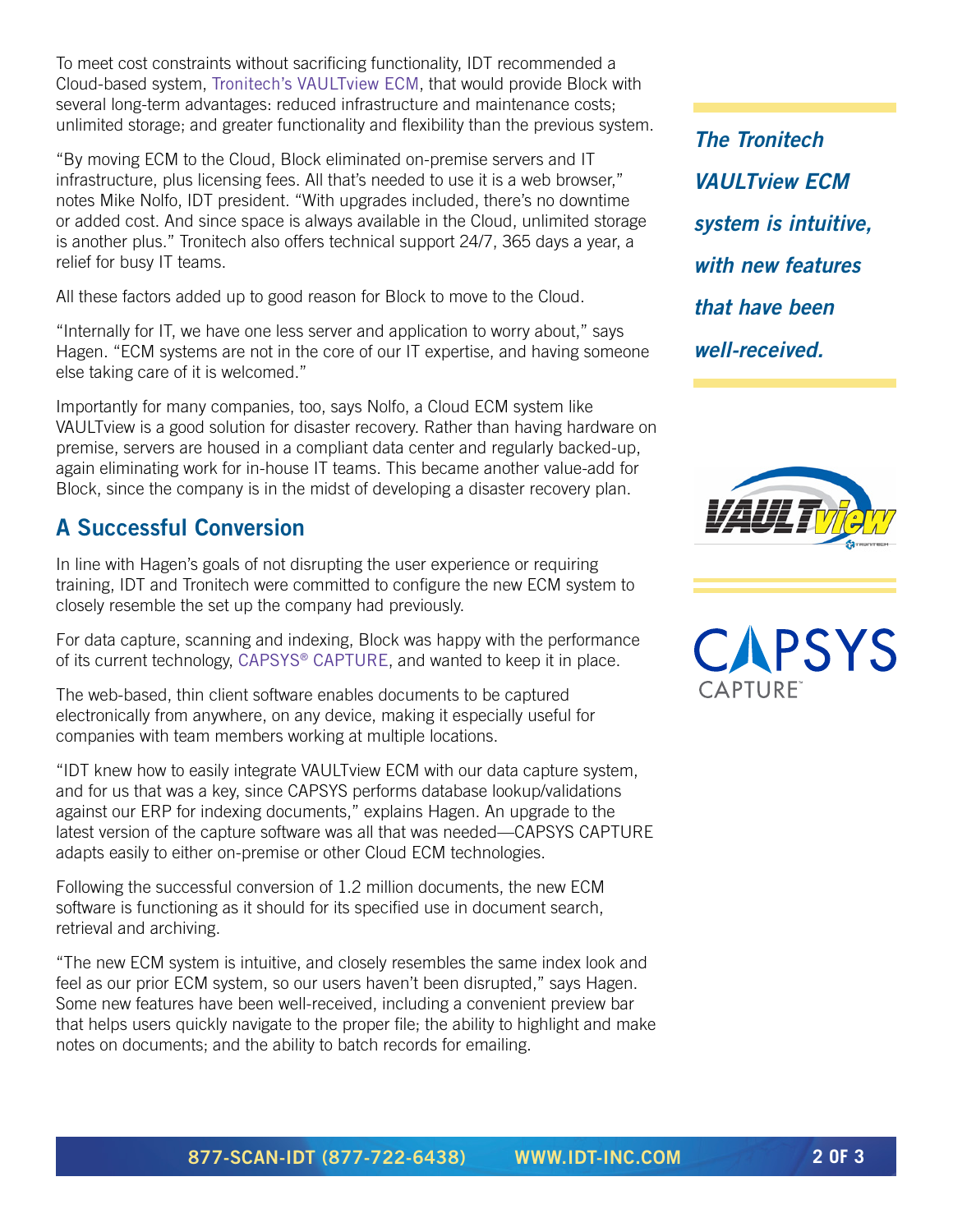To meet cost constraints without sacrificing functionality, IDT recommended a Cloud-based system, Tronitech's VAULTview ECM, that would provide Block with several long-term advantages: reduced infrastructure and maintenance costs; unlimited storage; and greater functionality and flexibility than the previous system.

"By moving ECM to the Cloud, Block eliminated on-premise servers and IT infrastructure, plus licensing fees. All that's needed to use it is a web browser," notes Mike Nolfo, IDT president. "With upgrades included, there's no downtime or added cost. And since space is always available in the Cloud, unlimited storage is another plus." Tronitech also offers technical support 24/7, 365 days a year, a relief for busy IT teams.

All these factors added up to good reason for Block to move to the Cloud.

"Internally for IT, we have one less server and application to worry about," says Hagen. "ECM systems are not in the core of our IT expertise, and having someone else taking care of it is welcomed."

Importantly for many companies, too, says Nolfo, a Cloud ECM system like VAULTview is a good solution for disaster recovery. Rather than having hardware on premise, servers are housed in a compliant data center and regularly backed-up, again eliminating work for in-house IT teams. This became another value-add for Block, since the company is in the midst of developing a disaster recovery plan.

***The Tronitech VAULTview ECM system is intuitive, with new features that have been well-received.***

## A Successful Conversion

In line with Hagen's goals of not disrupting the user experience or requiring training, IDT and Tronitech were committed to configure the new ECM system to closely resemble the set up the company had previously.

For data capture, scanning and indexing, Block was happy with the performance of its current technology, CAPSYS® CAPTURE, and wanted to keep it in place.

The web-based, thin client software enables documents to be captured electronically from anywhere, on any device, making it especially useful for companies with team members working at multiple locations.

"IDT knew how to easily integrate VAULTview ECM with our data capture system, and for us that was a key, since CAPSYS performs database lookup/validations against our ERP for indexing documents," explains Hagen. An upgrade to the latest version of the capture software was all that was needed—CAPSYS CAPTURE adapts easily to either on-premise or other Cloud ECM technologies.

Following the successful conversion of 1.2 million documents, the new ECM software is functioning as it should for its specified use in document search, retrieval and archiving.

"The new ECM system is intuitive, and closely resembles the same index look and feel as our prior ECM system, so our users haven't been disrupted," says Hagen. Some new features have been well-received, including a convenient preview bar that helps users quickly navigate to the proper file; the ability to highlight and make notes on documents; and the ability to batch records for emailing.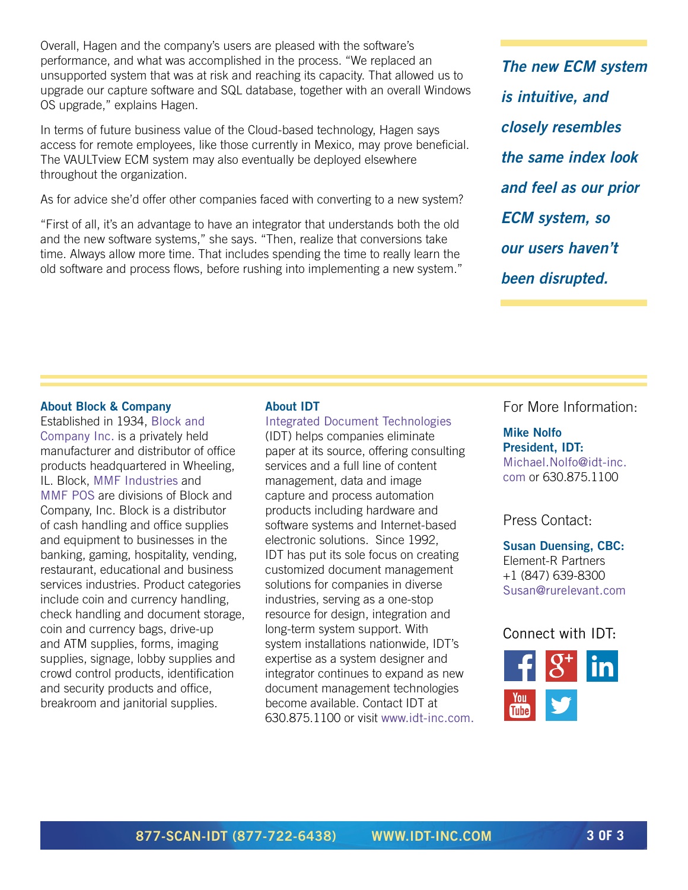Overall, Hagen and the company's users are pleased with the software's performance, and what was accomplished in the process. "We replaced an unsupported system that was at risk and reaching its capacity. That allowed us to upgrade our capture software and SQL database, together with an overall Windows OS upgrade," explains Hagen.

In terms of future business value of the Cloud-based technology, Hagen says access for remote employees, like those currently in Mexico, may prove beneficial. The VAULTview ECM system may also eventually be deployed elsewhere throughout the organization.

As for advice she'd offer other companies faced with converting to a new system?

"First of all, it's an advantage to have an integrator that understands both the old and the new software systems," she says. "Then, realize that conversions take time. Always allow more time. That includes spending the time to really learn the old software and process flows, before rushing into implementing a new system."

***The new ECM system is intuitive, and closely resembles the same index look and feel as our prior ECM system, so our users haven't been disrupted.***

**About Block & Company**

Established in 1934, Block and Company Inc. is a privately held manufacturer and distributor of office products headquartered in Wheeling, IL. Block, MMF Industries and MMF POS are divisions of Block and Company, Inc. Block is a distributor of cash handling and office supplies and equipment to businesses in the banking, gaming, hospitality, vending, restaurant, educational and business services industries. Product categories include coin and currency handling, check handling and document storage, coin and currency bags, drive-up and ATM supplies, forms, imaging supplies, signage, lobby supplies and crowd control products, identification and security products and office, breakroom and janitorial supplies.

**About IDT**

Integrated Document Technologies (IDT) helps companies eliminate paper at its source, offering consulting services and a full line of content management, data and image capture and process automation products including hardware and software systems and Internet-based electronic solutions. Since 1992, IDT has put its sole focus on creating customized document management solutions for companies in diverse industries, serving as a one-stop resource for design, integration and long-term system support. With system installations nationwide, IDT's expertise as a system designer and integrator continues to expand as new document management technologies become available. Contact IDT at 630.875.1100 or visit www.idt-inc.com.

For More Information:

**Mike Nolfo**
**President, IDT:**
Michael.Nolfo@idt-inc.com or 630.875.1100

Press Contact:

**Susan Duensing, CBC:**
Element-R Partners
+1 (847) 639-8300
Susan@rurelevant.com

Connect with IDT:

877-SCAN-IDT (877-722-6438) WWW.IDT-INC.COM